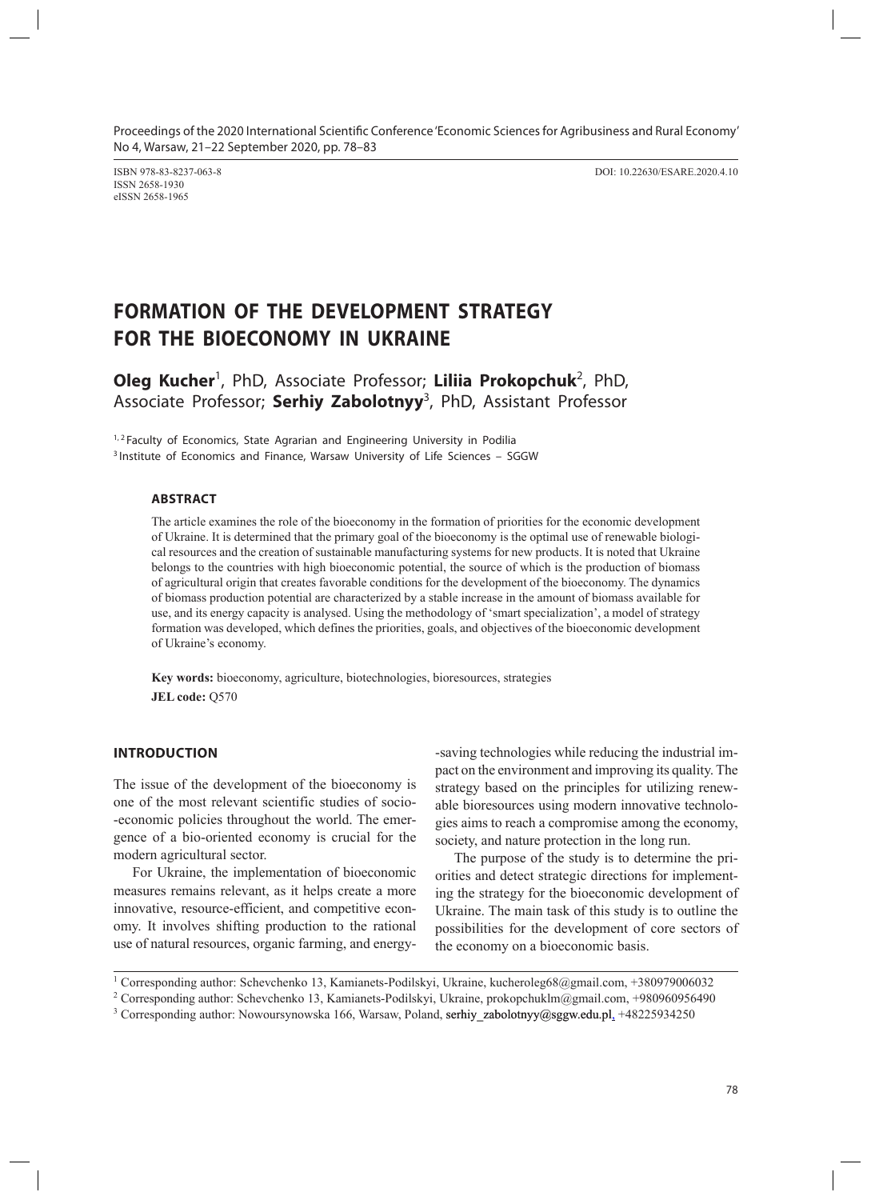ISBN 978-83-8237-063-8
ISSN 2658-1930
eISSN 2658-1965

DOI: 10.22630/ESARE.2020.4.10

# FORMATION OF THE DEVELOPMENT STRATEGY FOR THE BIOECONOMY IN UKRAINE

**Oleg Kucher**[1], PhD, Associate Professor; **Liliia Prokopchuk**[2], PhD, Associate Professor; **Serhiy Zabolotnyy**[3], PhD, Assistant Professor

[1, 2] Faculty of Economics, State Agrarian and Engineering University in Podilia
[3] Institute of Economics and Finance, Warsaw University of Life Sciences – SGGW

### ABSTRACT

The article examines the role of the bioeconomy in the formation of priorities for the economic development of Ukraine. It is determined that the primary goal of the bioeconomy is the optimal use of renewable biological resources and the creation of sustainable manufacturing systems for new products. It is noted that Ukraine belongs to the countries with high bioeconomic potential, the source of which is the production of biomass of agricultural origin that creates favorable conditions for the development of the bioeconomy. The dynamics of biomass production potential are characterized by a stable increase in the amount of biomass available for use, and its energy capacity is analysed. Using the methodology of 'smart specialization', a model of strategy formation was developed, which defines the priorities, goals, and objectives of the bioeconomic development of Ukraine's economy.

**Key words:** bioeconomy, agriculture, biotechnologies, bioresources, strategies

**JEL code:** Q570

## INTRODUCTION

The issue of the development of the bioeconomy is one of the most relevant scientific studies of socio-economic policies throughout the world. The emergence of a bio-oriented economy is crucial for the modern agricultural sector.

For Ukraine, the implementation of bioeconomic measures remains relevant, as it helps create a more innovative, resource-efficient, and competitive economy. It involves shifting production to the rational use of natural resources, organic farming, and energy-saving technologies while reducing the industrial impact on the environment and improving its quality. The strategy based on the principles for utilizing renewable bioresources using modern innovative technologies aims to reach a compromise among the economy, society, and nature protection in the long run.

The purpose of the study is to determine the priorities and detect strategic directions for implementing the strategy for the bioeconomic development of Ukraine. The main task of this study is to outline the possibilities for the development of core sectors of the economy on a bioeconomic basis.

---

[1] Corresponding author: Schevchenko 13, Kamianets-Podilskyi, Ukraine, kucheroleg68@gmail.com, +380979006032

[2] Corresponding author: Schevchenko 13, Kamianets-Podilskyi, Ukraine, prokopchuklm@gmail.com, +980960956490

[3] Corresponding author: Nowoursynowska 166, Warsaw, Poland, serhiy_zabolotnyy@sggw.edu.pl, +48225934250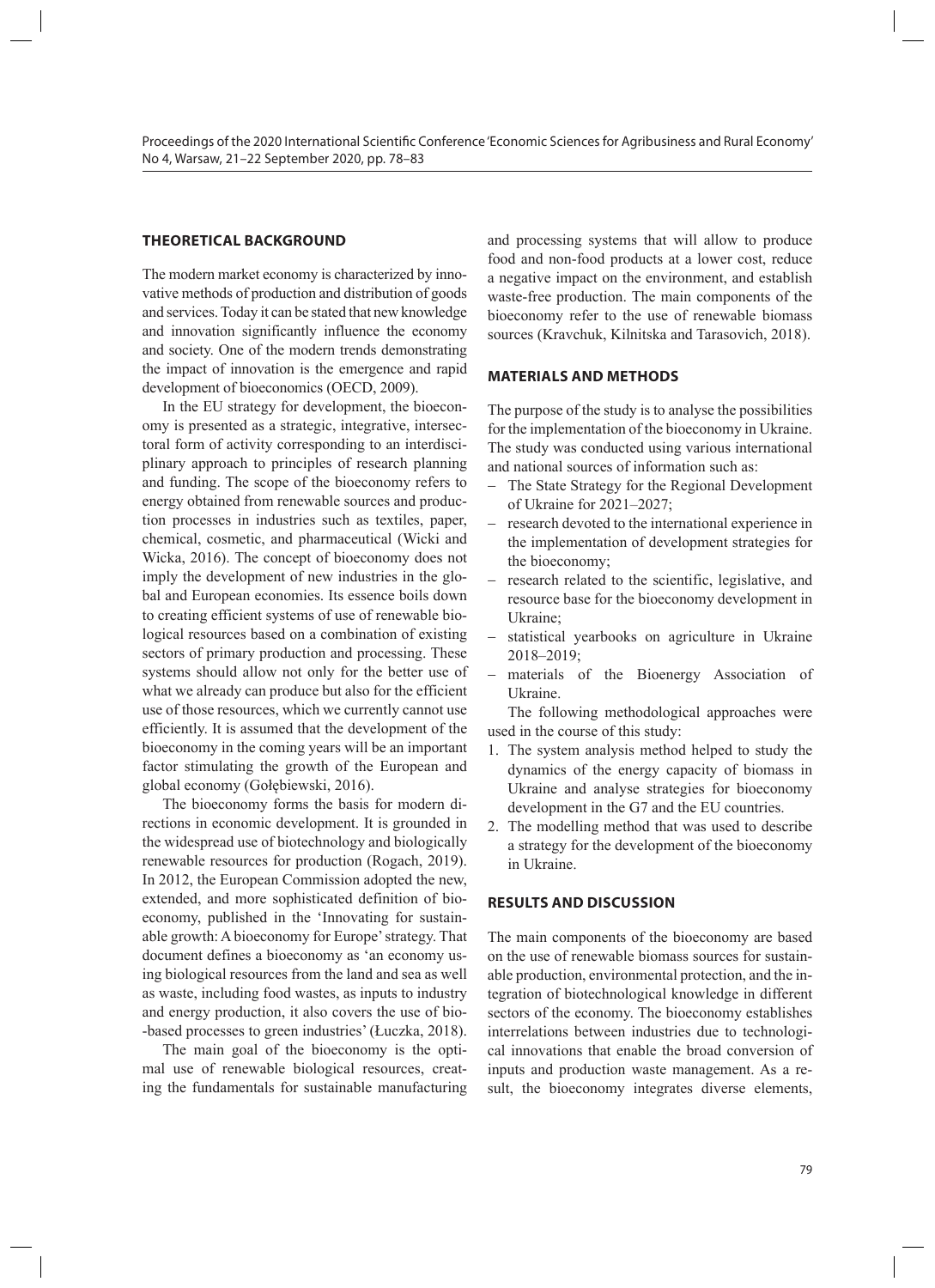## THEORETICAL BACKGROUND

The modern market economy is characterized by innovative methods of production and distribution of goods and services. Today it can be stated that new knowledge and innovation significantly influence the economy and society. One of the modern trends demonstrating the impact of innovation is the emergence and rapid development of bioeconomics (OECD, 2009).

In the EU strategy for development, the bioeconomy is presented as a strategic, integrative, intersectoral form of activity corresponding to an interdisciplinary approach to principles of research planning and funding. The scope of the bioeconomy refers to energy obtained from renewable sources and production processes in industries such as textiles, paper, chemical, cosmetic, and pharmaceutical (Wicki and Wicka, 2016). The concept of bioeconomy does not imply the development of new industries in the global and European economies. Its essence boils down to creating efficient systems of use of renewable biological resources based on a combination of existing sectors of primary production and processing. These systems should allow not only for the better use of what we already can produce but also for the efficient use of those resources, which we currently cannot use efficiently. It is assumed that the development of the bioeconomy in the coming years will be an important factor stimulating the growth of the European and global economy (Gołębiewski, 2016).

The bioeconomy forms the basis for modern directions in economic development. It is grounded in the widespread use of biotechnology and biologically renewable resources for production (Rogach, 2019). In 2012, the European Commission adopted the new, extended, and more sophisticated definition of bioeconomy, published in the 'Innovating for sustainable growth: A bioeconomy for Europe' strategy. That document defines a bioeconomy as 'an economy using biological resources from the land and sea as well as waste, including food wastes, as inputs to industry and energy production, it also covers the use of bio-based processes to green industries' (Łuczka, 2018).

The main goal of the bioeconomy is the optimal use of renewable biological resources, creating the fundamentals for sustainable manufacturing and processing systems that will allow to produce food and non-food products at a lower cost, reduce a negative impact on the environment, and establish waste-free production. The main components of the bioeconomy refer to the use of renewable biomass sources (Kravchuk, Kilnitska and Tarasovich, 2018).

## MATERIALS AND METHODS

The purpose of the study is to analyse the possibilities for the implementation of the bioeconomy in Ukraine. The study was conducted using various international and national sources of information such as:

- The State Strategy for the Regional Development of Ukraine for 2021–2027;
- research devoted to the international experience in the implementation of development strategies for the bioeconomy;
- research related to the scientific, legislative, and resource base for the bioeconomy development in Ukraine;
- statistical yearbooks on agriculture in Ukraine 2018–2019;
- materials of the Bioenergy Association of Ukraine.

The following methodological approaches were used in the course of this study:

1. The system analysis method helped to study the dynamics of the energy capacity of biomass in Ukraine and analyse strategies for bioeconomy development in the G7 and the EU countries.
2. The modelling method that was used to describe a strategy for the development of the bioeconomy in Ukraine.

## RESULTS AND DISCUSSION

The main components of the bioeconomy are based on the use of renewable biomass sources for sustainable production, environmental protection, and the integration of biotechnological knowledge in different sectors of the economy. The bioeconomy establishes interrelations between industries due to technological innovations that enable the broad conversion of inputs and production waste management. As a result, the bioeconomy integrates diverse elements,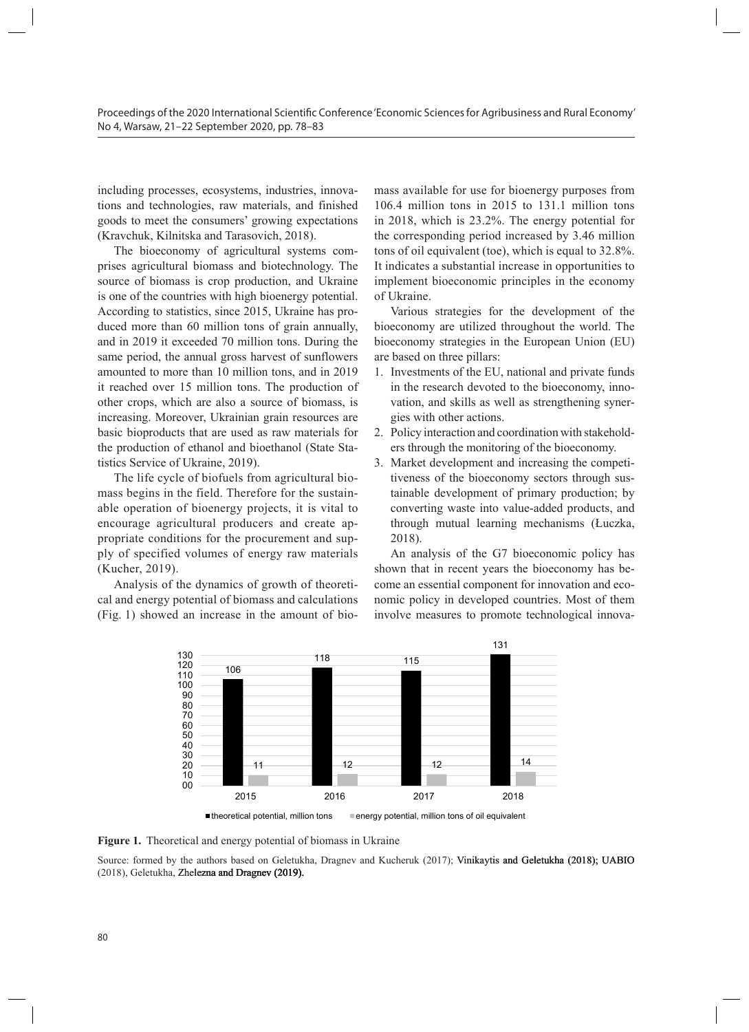including processes, ecosystems, industries, innovations and technologies, raw materials, and finished goods to meet the consumers' growing expectations (Kravchuk, Kilnitska and Tarasovich, 2018).

The bioeconomy of agricultural systems comprises agricultural biomass and biotechnology. The source of biomass is crop production, and Ukraine is one of the countries with high bioenergy potential. According to statistics, since 2015, Ukraine has produced more than 60 million tons of grain annually, and in 2019 it exceeded 70 million tons. During the same period, the annual gross harvest of sunflowers amounted to more than 10 million tons, and in 2019 it reached over 15 million tons. The production of other crops, which are also a source of biomass, is increasing. Moreover, Ukrainian grain resources are basic bioproducts that are used as raw materials for the production of ethanol and bioethanol (State Statistics Service of Ukraine, 2019).

The life cycle of biofuels from agricultural biomass begins in the field. Therefore for the sustainable operation of bioenergy projects, it is vital to encourage agricultural producers and create appropriate conditions for the procurement and supply of specified volumes of energy raw materials (Kucher, 2019).

Analysis of the dynamics of growth of theoretical and energy potential of biomass and calculations (Fig. 1) showed an increase in the amount of biomass available for use for bioenergy purposes from 106.4 million tons in 2015 to 131.1 million tons in 2018, which is 23.2%. The energy potential for the corresponding period increased by 3.46 million tons of oil equivalent (toe), which is equal to 32.8%. It indicates a substantial increase in opportunities to implement bioeconomic principles in the economy of Ukraine.

Various strategies for the development of the bioeconomy are utilized throughout the world. The bioeconomy strategies in the European Union (EU) are based on three pillars:

1. Investments of the EU, national and private funds in the research devoted to the bioeconomy, innovation, and skills as well as strengthening synergies with other actions.
2. Policy interaction and coordination with stakeholders through the monitoring of the bioeconomy.
3. Market development and increasing the competitiveness of the bioeconomy sectors through sustainable development of primary production; by converting waste into value-added products, and through mutual learning mechanisms (Łuczka, 2018).

An analysis of the G7 bioeconomic policy has shown that in recent years the bioeconomy has become an essential component for innovation and economic policy in developed countries. Most of them involve measures to promote technological innova-

| Year | theoretical potential, million tons | energy potential, million tons of oil equivalent |
|---|---|---|
| 2015 | 106 | 11 |
| 2016 | 118 | 12 |
| 2017 | 115 | 12 |
| 2018 | 131 | 14 |

**Figure 1.** Theoretical and energy potential of biomass in Ukraine

Source: formed by the authors based on Geletukha, Dragnev and Kucheruk (2017); Vinikaytis and Geletukha (2018); UABIO (2018), Geletukha, Zhelezna and Dragnev (2019).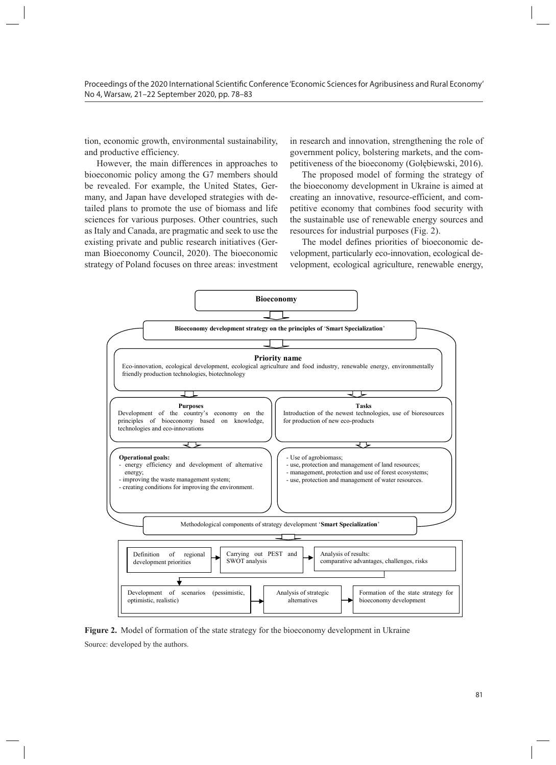tion, economic growth, environmental sustainability, and productive efficiency.

However, the main differences in approaches to bioeconomic policy among the G7 members should be revealed. For example, the United States, Germany, and Japan have developed strategies with detailed plans to promote the use of biomass and life sciences for various purposes. Other countries, such as Italy and Canada, are pragmatic and seek to use the existing private and public research initiatives (German Bioeconomy Council, 2020). The bioeconomic strategy of Poland focuses on three areas: investment in research and innovation, strengthening the role of government policy, bolstering markets, and the competitiveness of the bioeconomy (Gołębiewski, 2016).

The proposed model of forming the strategy of the bioeconomy development in Ukraine is aimed at creating an innovative, resource-efficient, and competitive economy that combines food security with the sustainable use of renewable energy sources and resources for industrial purposes (Fig. 2).

The model defines priorities of bioeconomic development, particularly eco-innovation, ecological development, ecological agriculture, renewable energy,

**Bioeconomy**

**Bioeconomy development strategy on the principles of 'Smart Specialization'**

**Priority name**
Eco-innovation, ecological development, ecological agriculture and food industry, renewable energy, environmentally friendly production technologies, biotechnology

**Purposes**
Development of the country's economy on the principles of bioeconomy based on knowledge, technologies and eco-innovations

**Tasks**
Introduction of the newest technologies, use of bioresources for production of new eco-products

**Operational goals:**
- energy efficiency and development of alternative energy;
- improving the waste management system;
- creating conditions for improving the environment.

- Use of agrobiomass;
- use, protection and management of land resources;
- management, protection and use of forest ecosystems;
- use, protection and management of water resources.

Methodological components of strategy development '**Smart Specialization**'

Definition of regional development priorities → Carrying out PEST and SWOT analysis → Analysis of results: comparative advantages, challenges, risks → Development of scenarios (pessimistic, optimistic, realistic) → Analysis of strategic alternatives → Formation of the state strategy for bioeconomy development

**Figure 2.** Model of formation of the state strategy for the bioeconomy development in Ukraine

Source: developed by the authors.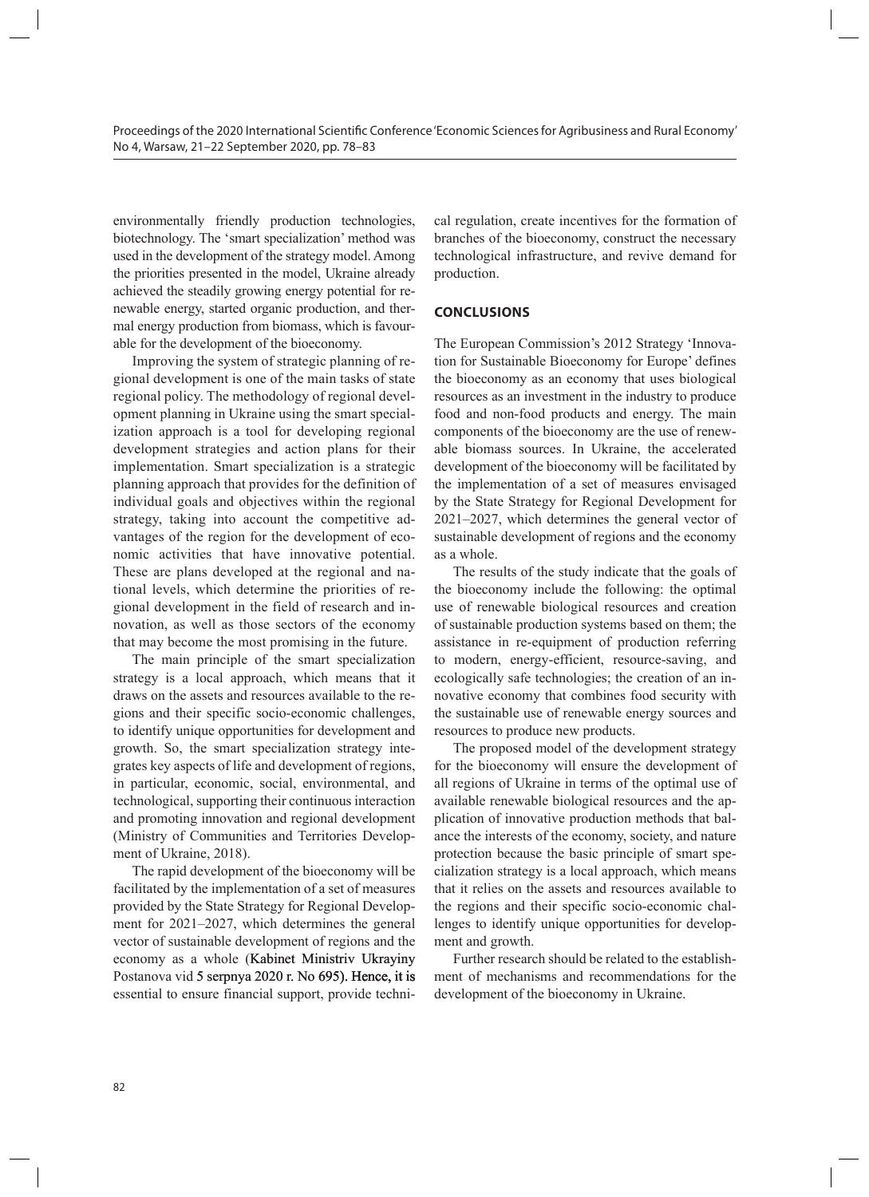environmentally friendly production technologies, biotechnology. The 'smart specialization' method was used in the development of the strategy model. Among the priorities presented in the model, Ukraine already achieved the steadily growing energy potential for renewable energy, started organic production, and thermal energy production from biomass, which is favourable for the development of the bioeconomy.

Improving the system of strategic planning of regional development is one of the main tasks of state regional policy. The methodology of regional development planning in Ukraine using the smart specialization approach is a tool for developing regional development strategies and action plans for their implementation. Smart specialization is a strategic planning approach that provides for the definition of individual goals and objectives within the regional strategy, taking into account the competitive advantages of the region for the development of economic activities that have innovative potential. These are plans developed at the regional and national levels, which determine the priorities of regional development in the field of research and innovation, as well as those sectors of the economy that may become the most promising in the future.

The main principle of the smart specialization strategy is a local approach, which means that it draws on the assets and resources available to the regions and their specific socio-economic challenges, to identify unique opportunities for development and growth. So, the smart specialization strategy integrates key aspects of life and development of regions, in particular, economic, social, environmental, and technological, supporting their continuous interaction and promoting innovation and regional development (Ministry of Communities and Territories Development of Ukraine, 2018).

The rapid development of the bioeconomy will be facilitated by the implementation of a set of measures provided by the State Strategy for Regional Development for 2021–2027, which determines the general vector of sustainable development of regions and the economy as a whole (Kabinet Ministriv Ukrayiny Postanova vid 5 serpnya 2020 r. No 695). Hence, it is essential to ensure financial support, provide technical regulation, create incentives for the formation of branches of the bioeconomy, construct the necessary technological infrastructure, and revive demand for production.

## CONCLUSIONS

The European Commission's 2012 Strategy 'Innovation for Sustainable Bioeconomy for Europe' defines the bioeconomy as an economy that uses biological resources as an investment in the industry to produce food and non-food products and energy. The main components of the bioeconomy are the use of renewable biomass sources. In Ukraine, the accelerated development of the bioeconomy will be facilitated by the implementation of a set of measures envisaged by the State Strategy for Regional Development for 2021–2027, which determines the general vector of sustainable development of regions and the economy as a whole.

The results of the study indicate that the goals of the bioeconomy include the following: the optimal use of renewable biological resources and creation of sustainable production systems based on them; the assistance in re-equipment of production referring to modern, energy-efficient, resource-saving, and ecologically safe technologies; the creation of an innovative economy that combines food security with the sustainable use of renewable energy sources and resources to produce new products.

The proposed model of the development strategy for the bioeconomy will ensure the development of all regions of Ukraine in terms of the optimal use of available renewable biological resources and the application of innovative production methods that balance the interests of the economy, society, and nature protection because the basic principle of smart specialization strategy is a local approach, which means that it relies on the assets and resources available to the regions and their specific socio-economic challenges to identify unique opportunities for development and growth.

Further research should be related to the establishment of mechanisms and recommendations for the development of the bioeconomy in Ukraine.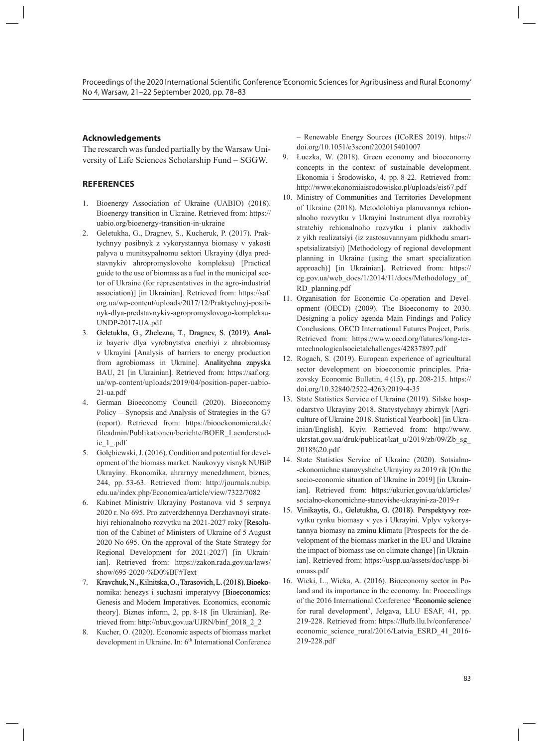## Acknowledgements

The research was funded partially by the Warsaw University of Life Sciences Scholarship Fund – SGGW.

## REFERENCES

1. Bioenergy Association of Ukraine (UABIO) (2018). Bioenergy transition in Ukraine. Retrieved from: https://uabio.org/bioenergy-transition-in-ukraine
2. Geletukha, G., Dragnev, S., Kucheruk, P. (2017). Praktychnyy posibnyk z vykorystannya biomasy v yakosti palyva u munitsypalnomu sektori Ukrayiny (dlya predstavnykiv ahropromyslovoho kompleksu) [Practical guide to the use of biomass as a fuel in the municipal sector of Ukraine (for representatives in the agro-industrial association)] [in Ukrainian]. Retrieved from: https://saf.org.ua/wp-content/uploads/2017/12/Praktychnyj-posibnyk-dlya-predstavnykiv-agropromyslovogo-kompleksu-UNDP-2017-UA.pdf
3. Geletukha, G., Zhelezna, T., Dragnev, S. (2019). Analiz bayeriv dlya vyrobnytstva enerhiyi z ahrobiomasy v Ukrayini [Analysis of barriers to energy production from agrobiomass in Ukraine]. Analitychna zapyska BAU, 21 [in Ukrainian]. Retrieved from: https://saf.org.ua/wp-content/uploads/2019/04/position-paper-uabio-21-ua.pdf
4. German Bioeconomy Council (2020). Bioeconomy Policy – Synopsis and Analysis of Strategies in the G7 (report). Retrieved from: https://biooekonomierat.de/fileadmin/Publikationen/berichte/BOER_Laenderstudie_1_.pdf
5. Gołębiewski, J. (2016). Condition and potential for development of the biomass market. Naukovyy visnyk NUBiP Ukrayiny. Ekonomika, ahrarnyy menedzhment, biznes, 244, pp. 53-63. Retrieved from: http://journals.nubip.edu.ua/index.php/Economica/article/view/7322/7082
6. Kabinet Ministriv Ukrayiny Postanova vid 5 serpnya 2020 r. No 695. Pro zatverdzhennya Derzhavnoyi stratehiyi rehionalnoho rozvytku na 2021-2027 roky [Resolution of the Cabinet of Ministers of Ukraine of 5 August 2020 No 695. On the approval of the State Strategy for Regional Development for 2021-2027] [in Ukrainian]. Retrieved from: https://zakon.rada.gov.ua/laws/show/695-2020-%D0%BF#Text
7. Kravchuk, N., Kilnitska, O., Tarasovich, L. (2018). Bioekonomika: henezys i suchasni imperatyvy [Bioeconomics: Genesis and Modern Imperatives. Economics, economic theory]. Biznes inform, 2, pp. 8-18 [in Ukrainian]. Retrieved from: http://nbuv.gov.ua/UJRN/binf_2018_2_2
8. Kucher, O. (2020). Economic aspects of biomass market development in Ukraine. In: 6th International Conference – Renewable Energy Sources (ICoRES 2019). https://doi.org/10.1051/e3sconf/202015401007
9. Łuczka, W. (2018). Green economy and bioeconomy concepts in the context of sustainable development. Ekonomia i Środowisko, 4, pp. 8-22. Retrieved from: http://www.ekonomiaisrodowisko.pl/uploads/eis67.pdf
10. Ministry of Communities and Territories Development of Ukraine (2018). Metodolohiya planuvannya rehionalnoho rozvytku v Ukrayini Instrument dlya rozrobky stratehiy rehionalnoho rozvytku i planiv zakhodiv z yikh realizatsiyi (iz zastosuvannyam pidkhodu smart-spetsializatsiyi) [Methodology of regional development planning in Ukraine (using the smart specialization approach)] [in Ukrainian]. Retrieved from: https://cg.gov.ua/web_docs/1/2014/11/docs/Methodology_of_RD_planning.pdf
11. Organisation for Economic Co-operation and Development (OECD) (2009). The Bioeconomy to 2030. Designing a policy agenda Main Findings and Policy Conclusions. OECD International Futures Project, Paris. Retrieved from: https://www.oecd.org/futures/long-termtechnologicalsocietalchallenges/42837897.pdf
12. Rogach, S. (2019). European experience of agricultural sector development on bioeconomic principles. Priazovsky Economic Bulletin, 4 (15), pp. 208-215. https://doi.org/10.32840/2522-4263/2019-4-35
13. State Statistics Service of Ukraine (2019). Silske hospodarstvo Ukrayiny 2018. Statystychnyy zbirnyk [Agriculture of Ukraine 2018. Statistical Yearbook] [in Ukrainian/English]. Kyiv. Retrieved from: http://www.ukrstat.gov.ua/druk/publicat/kat_u/2019/zb/09/Zb_sg_2018%20.pdf
14. State Statistics Service of Ukraine (2020). Sotsialno-ekonomichne stanovyshche Ukrayiny za 2019 rik [On the socio-economic situation of Ukraine in 2019] [in Ukrainian]. Retrieved from: https://ukurier.gov.ua/uk/articles/socialno-ekonomichne-stanovishe-ukrayini-za-2019-r
15. Vinikaytis, G., Geletukha, G. (2018). Perspektyvy rozvytku rynku biomasy v yes i Ukrayini. Vplyv vykorystannya biomasy na zminu klimatu [Prospects for the development of the biomass market in the EU and Ukraine the impact of biomass use on climate change] [in Ukrainian]. Retrieved from: https://uspp.ua/assets/doc/uspp-biomass.pdf
16. Wicki, L., Wicka, A. (2016). Bioeconomy sector in Poland and its importance in the economy. In: Proceedings of the 2016 International Conference 'Economic science for rural development', Jelgava, LLU ESAF, 41, pp. 219-228. Retrieved from: https://llufb.llu.lv/conference/economic_science_rural/2016/Latvia_ESRD_41_2016-219-228.pdf